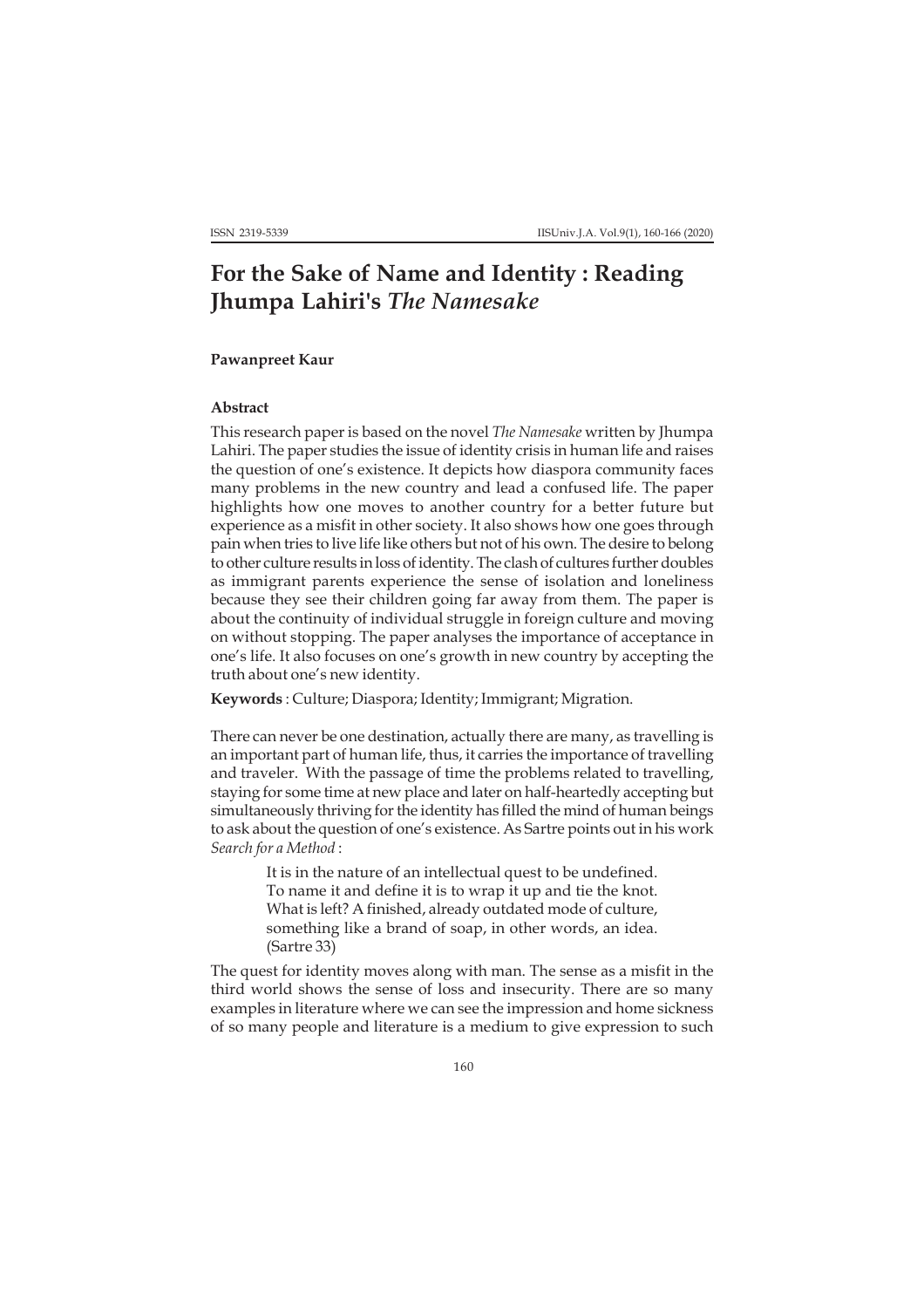# For the Sake of Name and Identity : Reading Jhumpa Lahiri's *The Namesake*

**Pawanpreet Kaur**

**Abstract**

This research paper is based on the novel *The Namesake* written by Jhumpa Lahiri. The paper studies the issue of identity crisis in human life and raises the question of one's existence. It depicts how diaspora community faces many problems in the new country and lead a confused life. The paper highlights how one moves to another country for a better future but experience as a misfit in other society. It also shows how one goes through pain when tries to live life like others but not of his own. The desire to belong to other culture results in loss of identity. The clash of cultures further doubles as immigrant parents experience the sense of isolation and loneliness because they see their children going far away from them. The paper is about the continuity of individual struggle in foreign culture and moving on without stopping. The paper analyses the importance of acceptance in one's life. It also focuses on one's growth in new country by accepting the truth about one's new identity.

**Keywords** : Culture; Diaspora; Identity; Immigrant; Migration.

There can never be one destination, actually there are many, as travelling is an important part of human life, thus, it carries the importance of travelling and traveler. With the passage of time the problems related to travelling, staying for some time at new place and later on half-heartedly accepting but simultaneously thriving for the identity has filled the mind of human beings to ask about the question of one's existence. As Sartre points out in his work *Search for a Method* :

> It is in the nature of an intellectual quest to be undefined. To name it and define it is to wrap it up and tie the knot. What is left? A finished, already outdated mode of culture, something like a brand of soap, in other words, an idea. (Sartre 33)

The quest for identity moves along with man. The sense as a misfit in the third world shows the sense of loss and insecurity. There are so many examples in literature where we can see the impression and home sickness of so many people and literature is a medium to give expression to such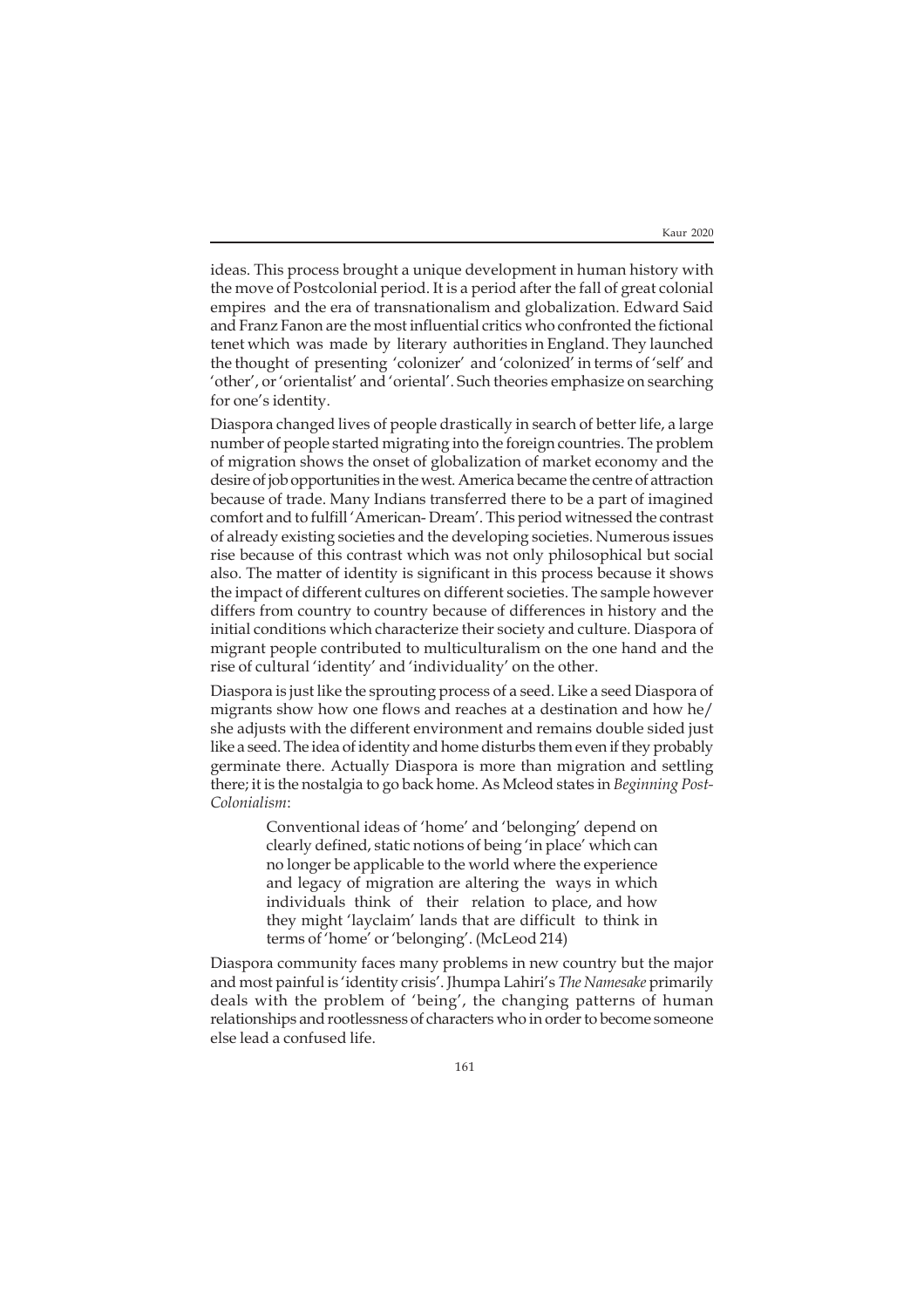ideas. This process brought a unique development in human history with the move of Postcolonial period. It is a period after the fall of great colonial empires and the era of transnationalism and globalization. Edward Said and Franz Fanon are the most influential critics who confronted the fictional tenet which was made by literary authorities in England. They launched the thought of presenting 'colonizer' and 'colonized' in terms of 'self' and 'other', or 'orientalist' and 'oriental'. Such theories emphasize on searching for one's identity.

Diaspora changed lives of people drastically in search of better life, a large number of people started migrating into the foreign countries. The problem of migration shows the onset of globalization of market economy and the desire of job opportunities in the west. America became the centre of attraction because of trade. Many Indians transferred there to be a part of imagined comfort and to fulfill 'American- Dream'. This period witnessed the contrast of already existing societies and the developing societies. Numerous issues rise because of this contrast which was not only philosophical but social also. The matter of identity is significant in this process because it shows the impact of different cultures on different societies. The sample however differs from country to country because of differences in history and the initial conditions which characterize their society and culture. Diaspora of migrant people contributed to multiculturalism on the one hand and the rise of cultural 'identity' and 'individuality' on the other.

Diaspora is just like the sprouting process of a seed. Like a seed Diaspora of migrants show how one flows and reaches at a destination and how he/ she adjusts with the different environment and remains double sided just like a seed. The idea of identity and home disturbs them even if they probably germinate there. Actually Diaspora is more than migration and settling there; it is the nostalgia to go back home. As Mcleod states in *Beginning Post-Colonialism*:

> Conventional ideas of 'home' and 'belonging' depend on clearly defined, static notions of being 'in place' which can no longer be applicable to the world where the experience and legacy of migration are altering the ways in which individuals think of their relation to place, and how they might 'layclaim' lands that are difficult to think in terms of 'home' or 'belonging'. (McLeod 214)

Diaspora community faces many problems in new country but the major and most painful is 'identity crisis'. Jhumpa Lahiri's *The Namesake* primarily deals with the problem of 'being', the changing patterns of human relationships and rootlessness of characters who in order to become someone else lead a confused life.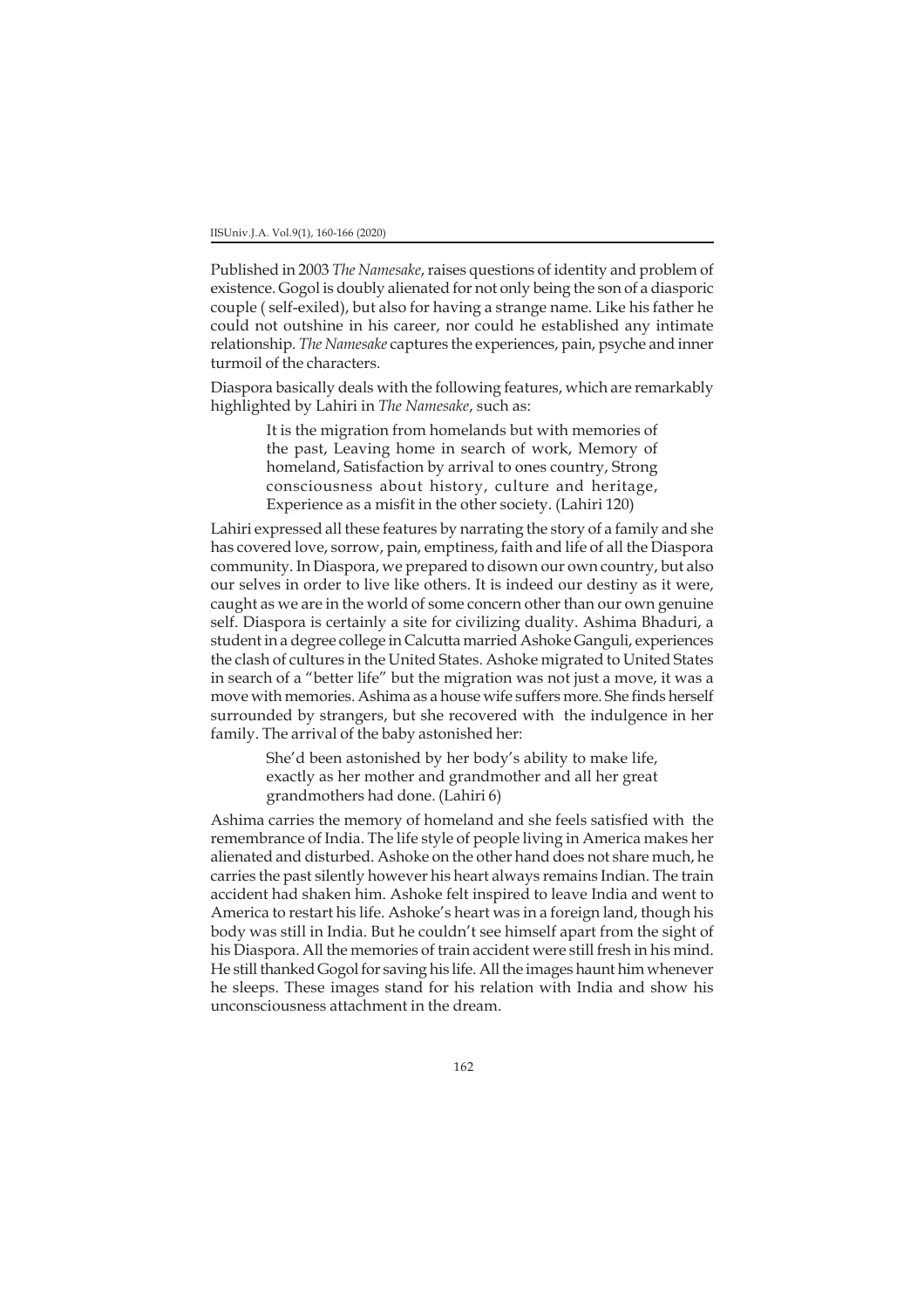Published in 2003 *The Namesake*, raises questions of identity and problem of existence. Gogol is doubly alienated for not only being the son of a diasporic couple ( self-exiled), but also for having a strange name. Like his father he could not outshine in his career, nor could he established any intimate relationship. *The Namesake* captures the experiences, pain, psyche and inner turmoil of the characters.

Diaspora basically deals with the following features, which are remarkably highlighted by Lahiri in *The Namesake*, such as:

> It is the migration from homelands but with memories of the past, Leaving home in search of work, Memory of homeland, Satisfaction by arrival to ones country, Strong consciousness about history, culture and heritage, Experience as a misfit in the other society. (Lahiri 120)

Lahiri expressed all these features by narrating the story of a family and she has covered love, sorrow, pain, emptiness, faith and life of all the Diaspora community. In Diaspora, we prepared to disown our own country, but also our selves in order to live like others. It is indeed our destiny as it were, caught as we are in the world of some concern other than our own genuine self. Diaspora is certainly a site for civilizing duality. Ashima Bhaduri, a student in a degree college in Calcutta married Ashoke Ganguli, experiences the clash of cultures in the United States. Ashoke migrated to United States in search of a "better life" but the migration was not just a move, it was a move with memories. Ashima as a house wife suffers more. She finds herself surrounded by strangers, but she recovered with the indulgence in her family. The arrival of the baby astonished her:

> She'd been astonished by her body's ability to make life, exactly as her mother and grandmother and all her great grandmothers had done. (Lahiri 6)

Ashima carries the memory of homeland and she feels satisfied with the remembrance of India. The life style of people living in America makes her alienated and disturbed. Ashoke on the other hand does not share much, he carries the past silently however his heart always remains Indian. The train accident had shaken him. Ashoke felt inspired to leave India and went to America to restart his life. Ashoke's heart was in a foreign land, though his body was still in India. But he couldn't see himself apart from the sight of his Diaspora. All the memories of train accident were still fresh in his mind. He still thanked Gogol for saving his life. All the images haunt him whenever he sleeps. These images stand for his relation with India and show his unconsciousness attachment in the dream.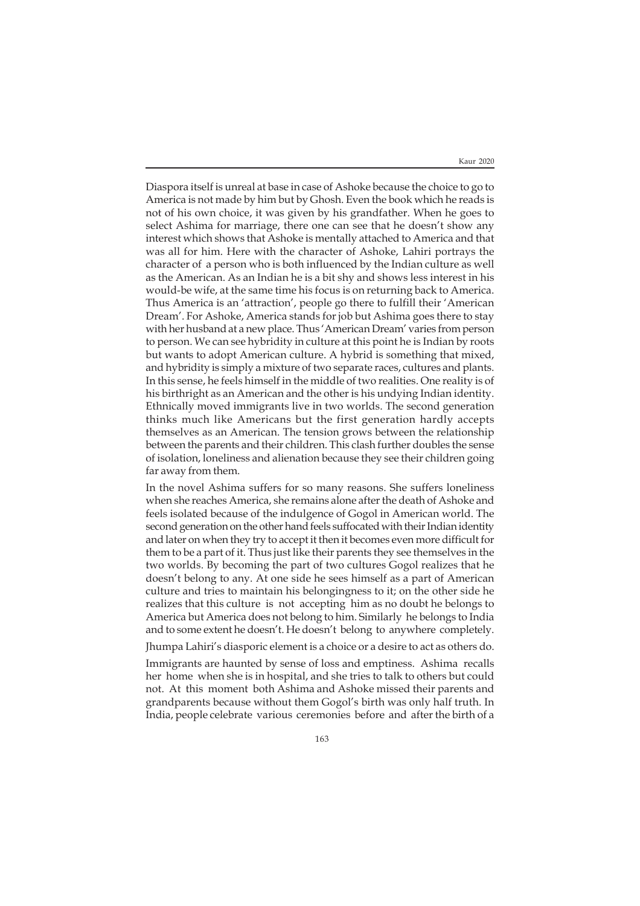Diaspora itself is unreal at base in case of Ashoke because the choice to go to America is not made by him but by Ghosh. Even the book which he reads is not of his own choice, it was given by his grandfather. When he goes to select Ashima for marriage, there one can see that he doesn't show any interest which shows that Ashoke is mentally attached to America and that was all for him. Here with the character of Ashoke, Lahiri portrays the character of a person who is both influenced by the Indian culture as well as the American. As an Indian he is a bit shy and shows less interest in his would-be wife, at the same time his focus is on returning back to America. Thus America is an 'attraction', people go there to fulfill their 'American Dream'. For Ashoke, America stands for job but Ashima goes there to stay with her husband at a new place. Thus 'American Dream' varies from person to person. We can see hybridity in culture at this point he is Indian by roots but wants to adopt American culture. A hybrid is something that mixed, and hybridity is simply a mixture of two separate races, cultures and plants. In this sense, he feels himself in the middle of two realities. One reality is of his birthright as an American and the other is his undying Indian identity. Ethnically moved immigrants live in two worlds. The second generation thinks much like Americans but the first generation hardly accepts themselves as an American. The tension grows between the relationship between the parents and their children. This clash further doubles the sense of isolation, loneliness and alienation because they see their children going far away from them.

In the novel Ashima suffers for so many reasons. She suffers loneliness when she reaches America, she remains alone after the death of Ashoke and feels isolated because of the indulgence of Gogol in American world. The second generation on the other hand feels suffocated with their Indian identity and later on when they try to accept it then it becomes even more difficult for them to be a part of it. Thus just like their parents they see themselves in the two worlds. By becoming the part of two cultures Gogol realizes that he doesn't belong to any. At one side he sees himself as a part of American culture and tries to maintain his belongingness to it; on the other side he realizes that this culture is not accepting him as no doubt he belongs to America but America does not belong to him. Similarly he belongs to India and to some extent he doesn't. He doesn't belong to anywhere completely.

Jhumpa Lahiri's diasporic element is a choice or a desire to act as others do.

Immigrants are haunted by sense of loss and emptiness. Ashima recalls her home when she is in hospital, and she tries to talk to others but could not. At this moment both Ashima and Ashoke missed their parents and grandparents because without them Gogol's birth was only half truth. In India, people celebrate various ceremonies before and after the birth of a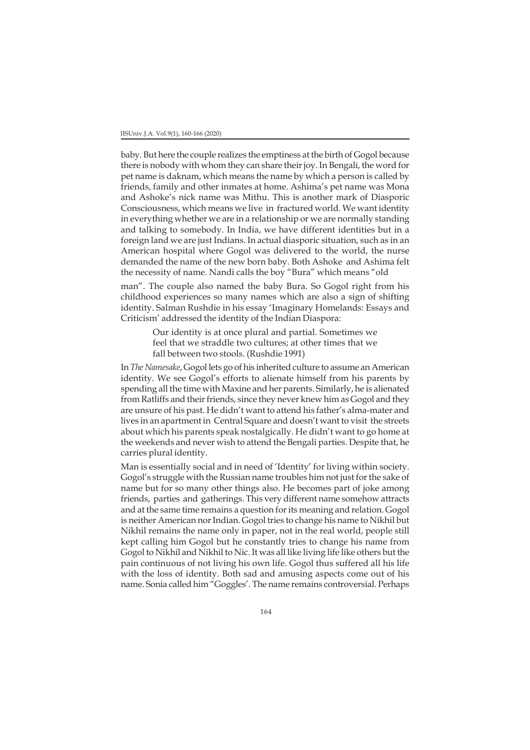baby. But here the couple realizes the emptiness at the birth of Gogol because there is nobody with whom they can share their joy. In Bengali, the word for pet name is daknam, which means the name by which a person is called by friends, family and other inmates at home. Ashima's pet name was Mona and Ashoke's nick name was Mithu. This is another mark of Diasporic Consciousness, which means we live in fractured world. We want identity in everything whether we are in a relationship or we are normally standing and talking to somebody. In India, we have different identities but in a foreign land we are just Indians. In actual diasporic situation, such as in an American hospital where Gogol was delivered to the world, the nurse demanded the name of the new born baby. Both Ashoke and Ashima felt the necessity of name. Nandi calls the boy "Bura" which means "old man". The couple also named the baby Bura. So Gogol right from his childhood experiences so many names which are also a sign of shifting identity. Salman Rushdie in his essay 'Imaginary Homelands: Essays and Criticism' addressed the identity of the Indian Diaspora:

> Our identity is at once plural and partial. Sometimes we feel that we straddle two cultures; at other times that we fall between two stools. (Rushdie 1991)

In *The Namesake*, Gogol lets go of his inherited culture to assume an American identity. We see Gogol's efforts to alienate himself from his parents by spending all the time with Maxine and her parents. Similarly, he is alienated from Ratliffs and their friends, since they never knew him as Gogol and they are unsure of his past. He didn't want to attend his father's alma-mater and lives in an apartment in Central Square and doesn't want to visit the streets about which his parents speak nostalgically. He didn't want to go home at the weekends and never wish to attend the Bengali parties. Despite that, he carries plural identity.

Man is essentially social and in need of 'Identity' for living within society. Gogol's struggle with the Russian name troubles him not just for the sake of name but for so many other things also. He becomes part of joke among friends, parties and gatherings. This very different name somehow attracts and at the same time remains a question for its meaning and relation. Gogol is neither American nor Indian. Gogol tries to change his name to Nikhil but Nikhil remains the name only in paper, not in the real world, people still kept calling him Gogol but he constantly tries to change his name from Gogol to Nikhil and Nikhil to Nic. It was all like living life like others but the pain continuous of not living his own life. Gogol thus suffered all his life with the loss of identity. Both sad and amusing aspects come out of his name. Sonia called him "Goggles'. The name remains controversial. Perhaps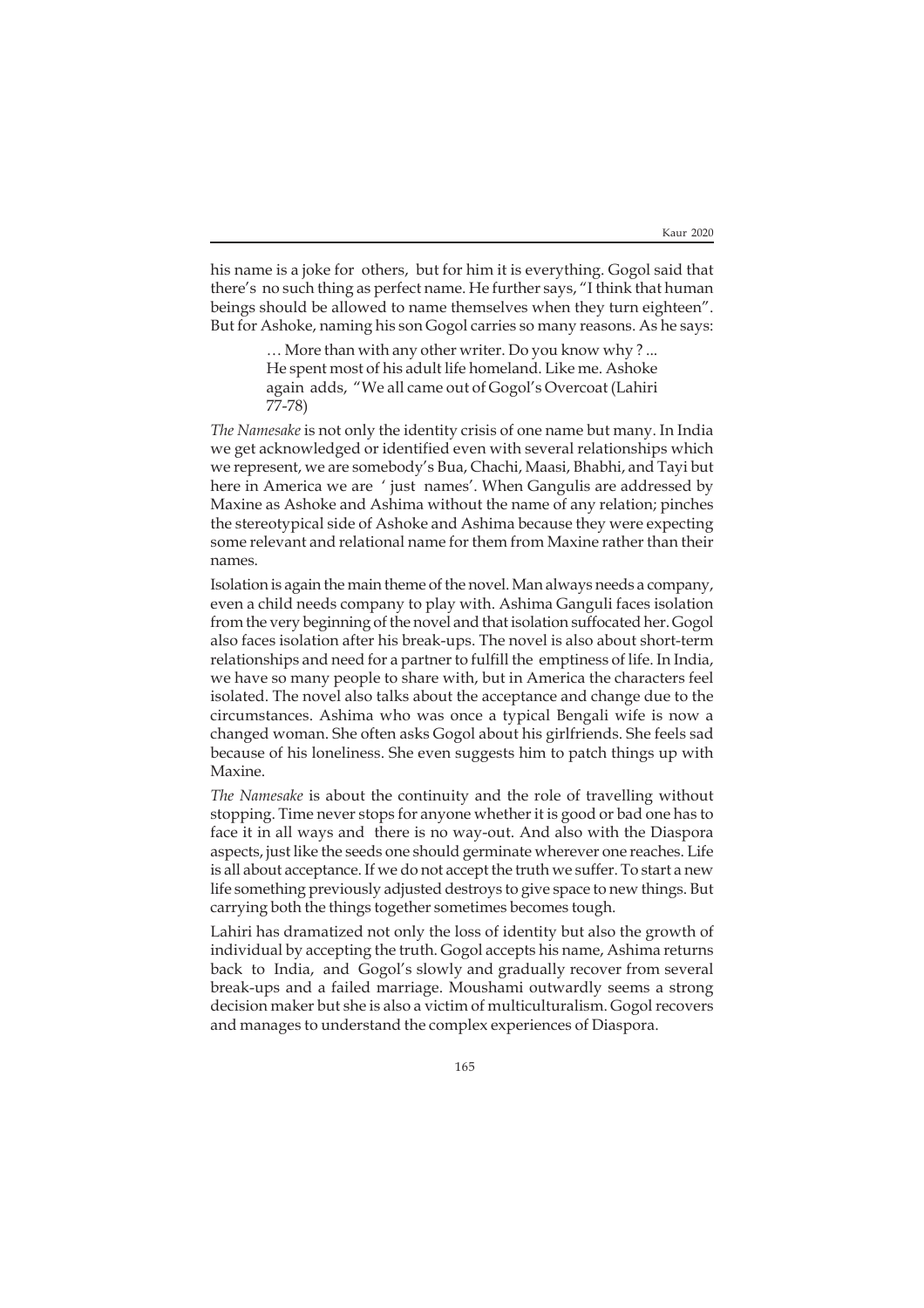his name is a joke for others, but for him it is everything. Gogol said that there's no such thing as perfect name. He further says, "I think that human beings should be allowed to name themselves when they turn eighteen". But for Ashoke, naming his son Gogol carries so many reasons. As he says:

> … More than with any other writer. Do you know why ? ... He spent most of his adult life homeland. Like me. Ashoke again adds, "We all came out of Gogol's Overcoat (Lahiri 77-78)

*The Namesake* is not only the identity crisis of one name but many. In India we get acknowledged or identified even with several relationships which we represent, we are somebody's Bua, Chachi, Maasi, Bhabhi, and Tayi but here in America we are ' just names'. When Gangulis are addressed by Maxine as Ashoke and Ashima without the name of any relation; pinches the stereotypical side of Ashoke and Ashima because they were expecting some relevant and relational name for them from Maxine rather than their names.

Isolation is again the main theme of the novel. Man always needs a company, even a child needs company to play with. Ashima Ganguli faces isolation from the very beginning of the novel and that isolation suffocated her. Gogol also faces isolation after his break-ups. The novel is also about short-term relationships and need for a partner to fulfill the emptiness of life. In India, we have so many people to share with, but in America the characters feel isolated. The novel also talks about the acceptance and change due to the circumstances. Ashima who was once a typical Bengali wife is now a changed woman. She often asks Gogol about his girlfriends. She feels sad because of his loneliness. She even suggests him to patch things up with Maxine.

*The Namesake* is about the continuity and the role of travelling without stopping. Time never stops for anyone whether it is good or bad one has to face it in all ways and there is no way-out. And also with the Diaspora aspects, just like the seeds one should germinate wherever one reaches. Life is all about acceptance. If we do not accept the truth we suffer. To start a new life something previously adjusted destroys to give space to new things. But carrying both the things together sometimes becomes tough.

Lahiri has dramatized not only the loss of identity but also the growth of individual by accepting the truth. Gogol accepts his name, Ashima returns back to India, and Gogol's slowly and gradually recover from several break-ups and a failed marriage. Moushami outwardly seems a strong decision maker but she is also a victim of multiculturalism. Gogol recovers and manages to understand the complex experiences of Diaspora.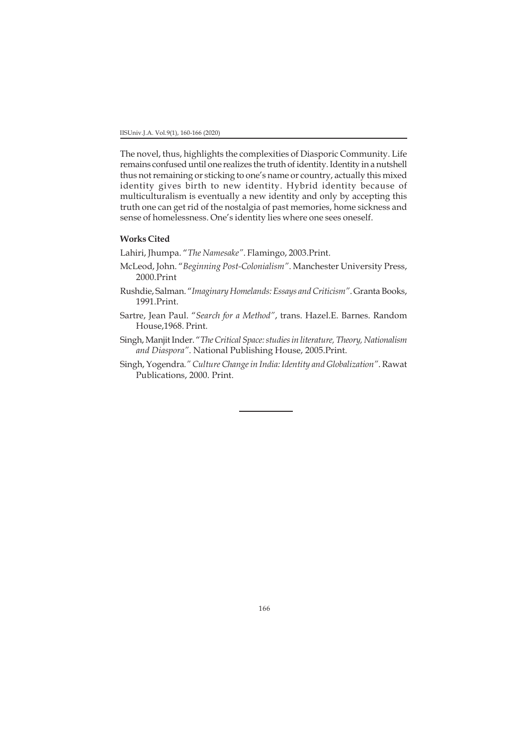The novel, thus, highlights the complexities of Diasporic Community. Life remains confused until one realizes the truth of identity. Identity in a nutshell thus not remaining or sticking to one's name or country, actually this mixed identity gives birth to new identity. Hybrid identity because of multiculturalism is eventually a new identity and only by accepting this truth one can get rid of the nostalgia of past memories, home sickness and sense of homelessness. One's identity lies where one sees oneself.

**Works Cited**

Lahiri, Jhumpa. "*The Namesake*". Flamingo, 2003.Print.

McLeod, John. "*Beginning Post-Colonialism*". Manchester University Press, 2000.Print

Rushdie, Salman. "*Imaginary Homelands: Essays and Criticism*". Granta Books, 1991.Print.

Sartre, Jean Paul. "*Search for a Method*", trans. Hazel.E. Barnes. Random House,1968. Print.

Singh, Manjit Inder. "*The Critical Space: studies in literature, Theory, Nationalism and Diaspora*". National Publishing House, 2005.Print.

Singh, Yogendra*." Culture Change in India: Identity and Globalization"*. Rawat Publications, 2000. Print.